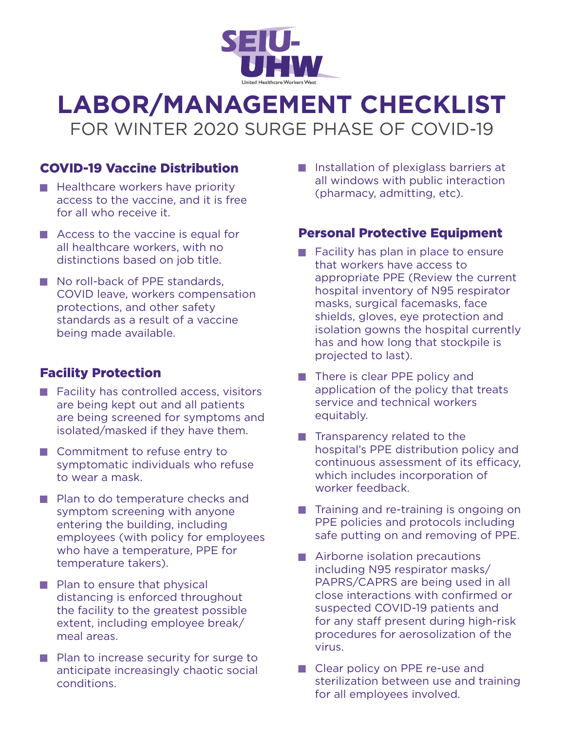SEIU-UHW

United Healthcare Workers West

# LABOR/MANAGEMENT CHECKLIST

FOR WINTER 2020 SURGE PHASE OF COVID-19

## COVID-19 Vaccine Distribution

- Healthcare workers have priority access to the vaccine, and it is free for all who receive it.
- Access to the vaccine is equal for all healthcare workers, with no distinctions based on job title.
- No roll-back of PPE standards, COVID leave, workers compensation protections, and other safety standards as a result of a vaccine being made available.

## Facility Protection

- Facility has controlled access, visitors are being kept out and all patients are being screened for symptoms and isolated/masked if they have them.
- Commitment to refuse entry to symptomatic individuals who refuse to wear a mask.
- Plan to do temperature checks and symptom screening with anyone entering the building, including employees (with policy for employees who have a temperature, PPE for temperature takers).
- Plan to ensure that physical distancing is enforced throughout the facility to the greatest possible extent, including employee break/meal areas.
- Plan to increase security for surge to anticipate increasingly chaotic social conditions.
- Installation of plexiglass barriers at all windows with public interaction (pharmacy, admitting, etc).

## Personal Protective Equipment

- Facility has plan in place to ensure that workers have access to appropriate PPE (Review the current hospital inventory of N95 respirator masks, surgical facemasks, face shields, gloves, eye protection and isolation gowns the hospital currently has and how long that stockpile is projected to last).
- There is clear PPE policy and application of the policy that treats service and technical workers equitably.
- Transparency related to the hospital's PPE distribution policy and continuous assessment of its efficacy, which includes incorporation of worker feedback.
- Training and re-training is ongoing on PPE policies and protocols including safe putting on and removing of PPE.
- Airborne isolation precautions including N95 respirator masks/PAPRS/CAPRS are being used in all close interactions with confirmed or suspected COVID-19 patients and for any staff present during high-risk procedures for aerosolization of the virus.
- Clear policy on PPE re-use and sterilization between use and training for all employees involved.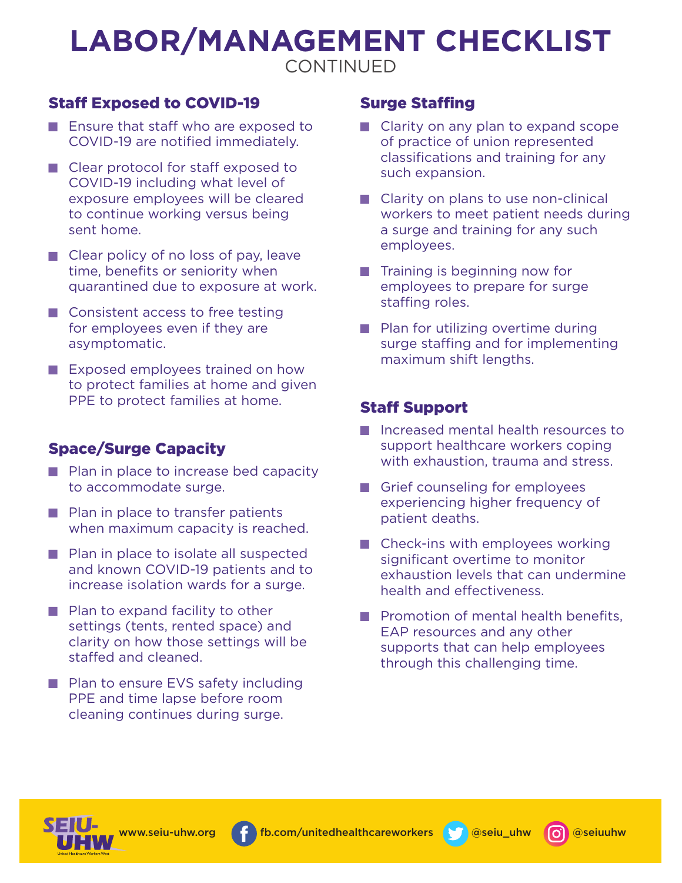# LABOR/MANAGEMENT CHECKLIST

CONTINUED

## Staff Exposed to COVID-19

- Ensure that staff who are exposed to COVID-19 are notified immediately.
- Clear protocol for staff exposed to COVID-19 including what level of exposure employees will be cleared to continue working versus being sent home.
- Clear policy of no loss of pay, leave time, benefits or seniority when quarantined due to exposure at work.
- Consistent access to free testing for employees even if they are asymptomatic.
- Exposed employees trained on how to protect families at home and given PPE to protect families at home.

## Space/Surge Capacity

- Plan in place to increase bed capacity to accommodate surge.
- Plan in place to transfer patients when maximum capacity is reached.
- Plan in place to isolate all suspected and known COVID-19 patients and to increase isolation wards for a surge.
- Plan to expand facility to other settings (tents, rented space) and clarity on how those settings will be staffed and cleaned.
- Plan to ensure EVS safety including PPE and time lapse before room cleaning continues during surge.

## Surge Staffing

- Clarity on any plan to expand scope of practice of union represented classifications and training for any such expansion.
- Clarity on plans to use non-clinical workers to meet patient needs during a surge and training for any such employees.
- Training is beginning now for employees to prepare for surge staffing roles.
- Plan for utilizing overtime during surge staffing and for implementing maximum shift lengths.

## Staff Support

- Increased mental health resources to support healthcare workers coping with exhaustion, trauma and stress.
- Grief counseling for employees experiencing higher frequency of patient deaths.
- Check-ins with employees working significant overtime to monitor exhaustion levels that can undermine health and effectiveness.
- Promotion of mental health benefits, EAP resources and any other supports that can help employees through this challenging time.

SEIU-UHW United Healthcare Workers West | www.seiu-uhw.org | fb.com/unitedhealthcareworkers | @seiu_uhw | @seiuuhw